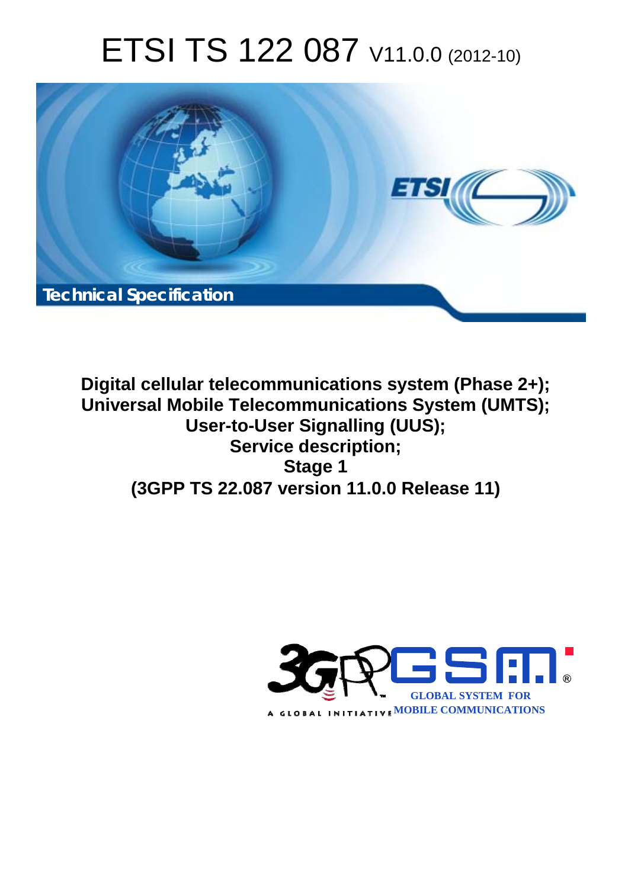# ETSI TS 122 087 V11.0.0 (2012-10)

Technical Specification

**Digital cellular telecommunications system (Phase 2+);**
**Universal Mobile Telecommunications System (UMTS);**
**User-to-User Signalling (UUS);**
**Service description;**
**Stage 1**
**(3GPP TS 22.087 version 11.0.0 Release 11)**

GLOBAL SYSTEM FOR MOBILE COMMUNICATIONS

A GLOBAL INITIATIVE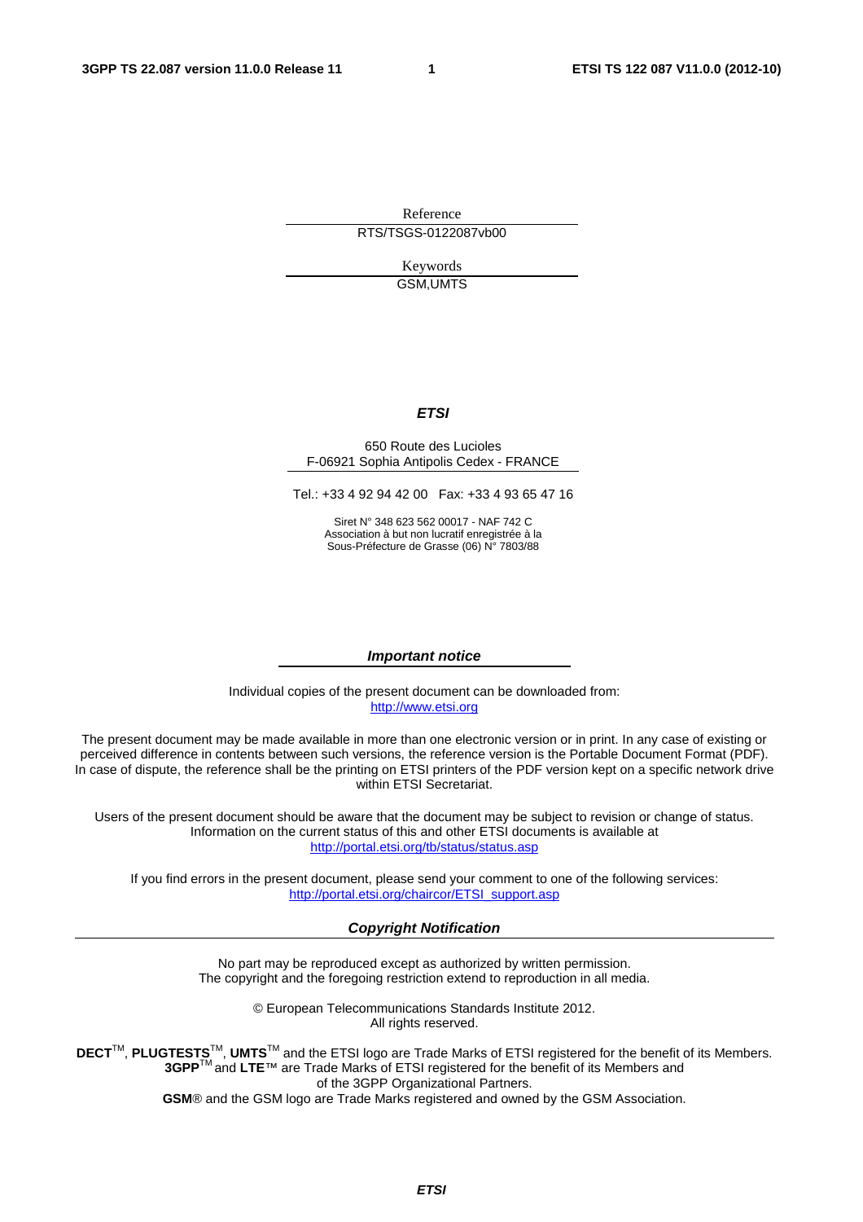Reference

RTS/TSGS-0122087vb00

Keywords

GSM,UMTS

***ETSI***

650 Route des Lucioles
F-06921 Sophia Antipolis Cedex - FRANCE

Tel.: +33 4 92 94 42 00 Fax: +33 4 93 65 47 16

Siret N° 348 623 562 00017 - NAF 742 C
Association à but non lucratif enregistrée à la
Sous-Préfecture de Grasse (06) N° 7803/88

***Important notice***

Individual copies of the present document can be downloaded from:
http://www.etsi.org

The present document may be made available in more than one electronic version or in print. In any case of existing or perceived difference in contents between such versions, the reference version is the Portable Document Format (PDF). In case of dispute, the reference shall be the printing on ETSI printers of the PDF version kept on a specific network drive within ETSI Secretariat.

Users of the present document should be aware that the document may be subject to revision or change of status. Information on the current status of this and other ETSI documents is available at
http://portal.etsi.org/tb/status/status.asp

If you find errors in the present document, please send your comment to one of the following services:
http://portal.etsi.org/chaircor/ETSI_support.asp

***Copyright Notification***

No part may be reproduced except as authorized by written permission.
The copyright and the foregoing restriction extend to reproduction in all media.

© European Telecommunications Standards Institute 2012.
All rights reserved.

**DECT**™, **PLUGTESTS**™, **UMTS**™ and the ETSI logo are Trade Marks of ETSI registered for the benefit of its Members.
**3GPP**™ and **LTE**™ are Trade Marks of ETSI registered for the benefit of its Members and
of the 3GPP Organizational Partners.
**GSM**® and the GSM logo are Trade Marks registered and owned by the GSM Association.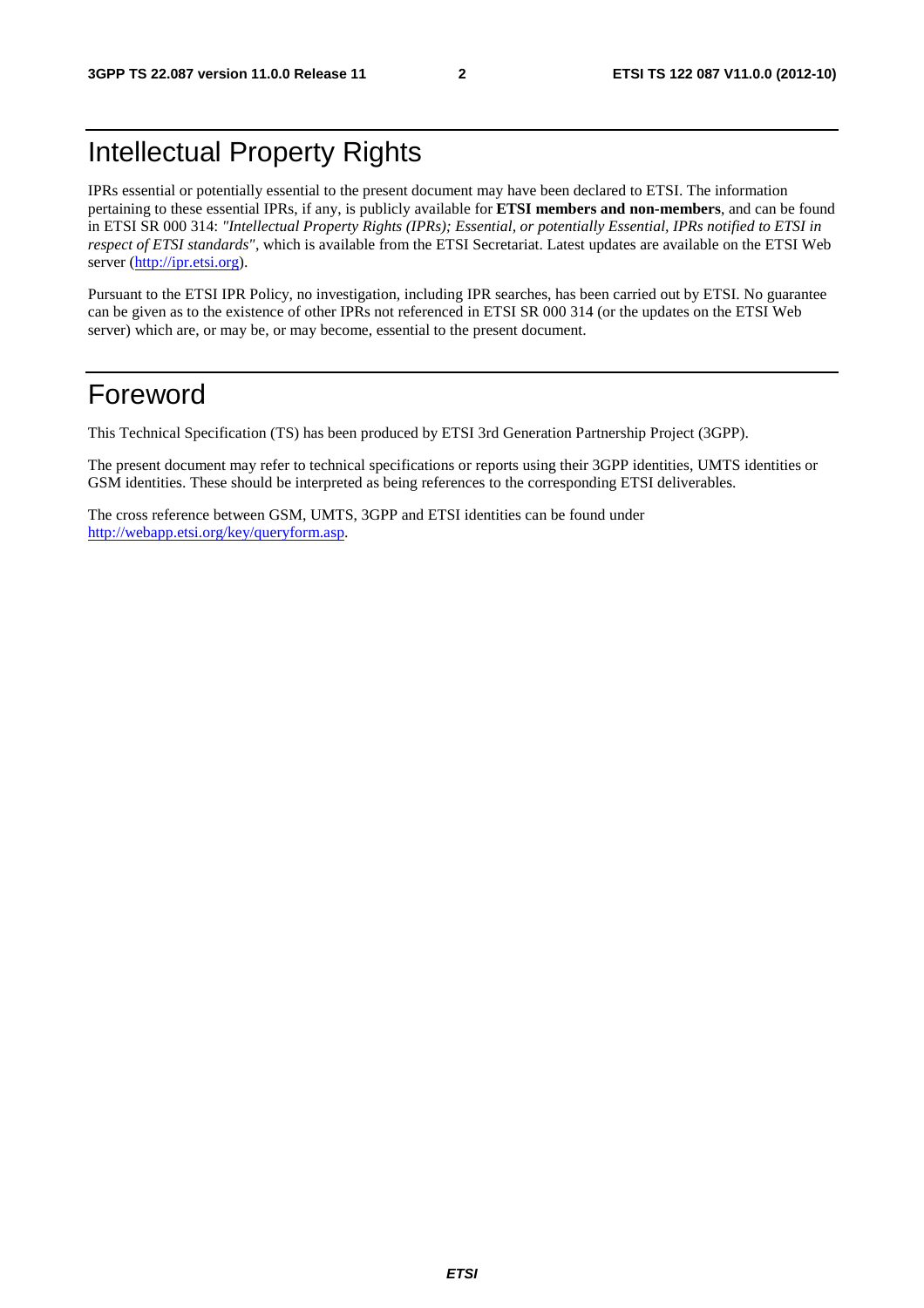# Intellectual Property Rights

IPRs essential or potentially essential to the present document may have been declared to ETSI. The information pertaining to these essential IPRs, if any, is publicly available for **ETSI members and non-members**, and can be found in ETSI SR 000 314: *"Intellectual Property Rights (IPRs); Essential, or potentially Essential, IPRs notified to ETSI in respect of ETSI standards"*, which is available from the ETSI Secretariat. Latest updates are available on the ETSI Web server (http://ipr.etsi.org).

Pursuant to the ETSI IPR Policy, no investigation, including IPR searches, has been carried out by ETSI. No guarantee can be given as to the existence of other IPRs not referenced in ETSI SR 000 314 (or the updates on the ETSI Web server) which are, or may be, or may become, essential to the present document.

# Foreword

This Technical Specification (TS) has been produced by ETSI 3rd Generation Partnership Project (3GPP).

The present document may refer to technical specifications or reports using their 3GPP identities, UMTS identities or GSM identities. These should be interpreted as being references to the corresponding ETSI deliverables.

The cross reference between GSM, UMTS, 3GPP and ETSI identities can be found under http://webapp.etsi.org/key/queryform.asp.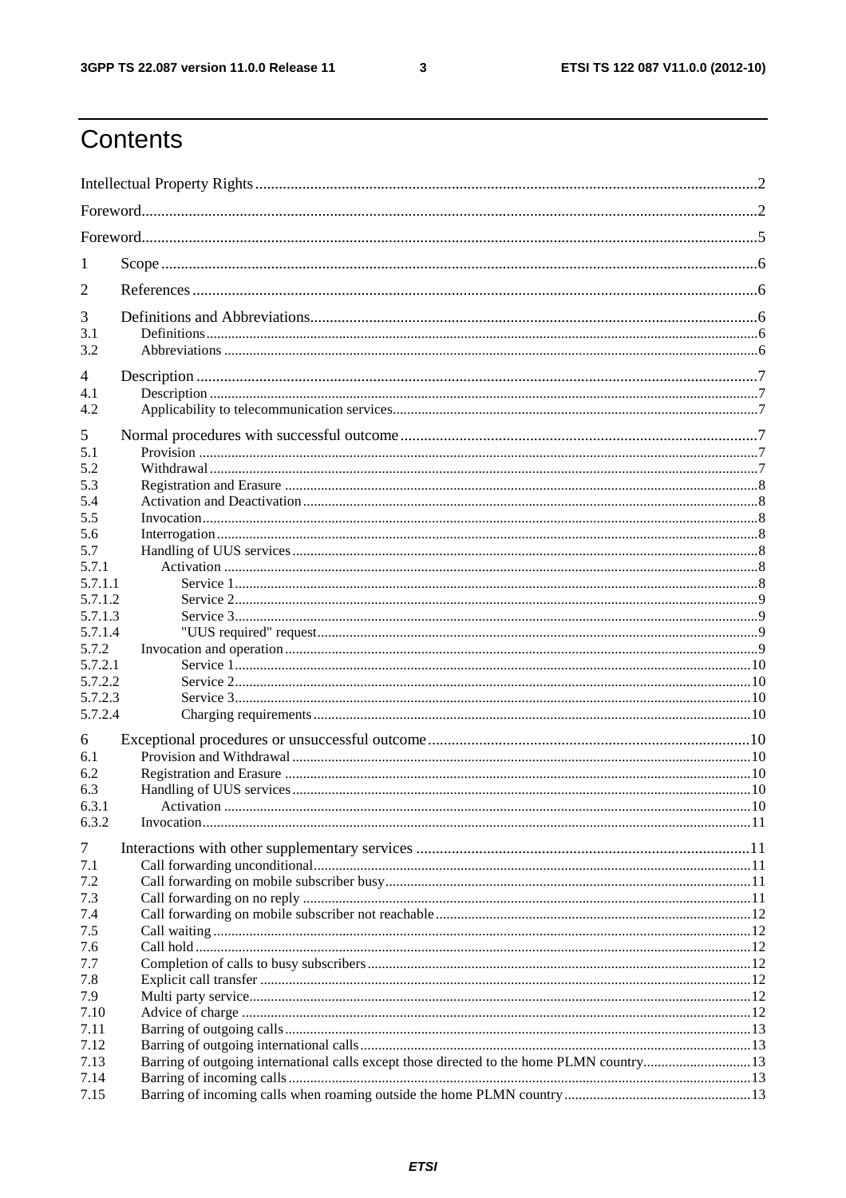# Contents

Intellectual Property Rights ........ 2
Foreword ........ 2
Foreword ........ 5

1 Scope ........ 6

2 References ........ 6

3 Definitions and Abbreviations ........ 6
3.1 Definitions ........ 6
3.2 Abbreviations ........ 6

4 Description ........ 7
4.1 Description ........ 7
4.2 Applicability to telecommunication services ........ 7

5 Normal procedures with successful outcome ........ 7
5.1 Provision ........ 7
5.2 Withdrawal ........ 7
5.3 Registration and Erasure ........ 8
5.4 Activation and Deactivation ........ 8
5.5 Invocation ........ 8
5.6 Interrogation ........ 8
5.7 Handling of UUS services ........ 8
5.7.1 Activation ........ 8
5.7.1.1 Service 1 ........ 8
5.7.1.2 Service 2 ........ 9
5.7.1.3 Service 3 ........ 9
5.7.1.4 "UUS required" request ........ 9
5.7.2 Invocation and operation ........ 9
5.7.2.1 Service 1 ........ 10
5.7.2.2 Service 2 ........ 10
5.7.2.3 Service 3 ........ 10
5.7.2.4 Charging requirements ........ 10

6 Exceptional procedures or unsuccessful outcome ........ 10
6.1 Provision and Withdrawal ........ 10
6.2 Registration and Erasure ........ 10
6.3 Handling of UUS services ........ 10
6.3.1 Activation ........ 10
6.3.2 Invocation ........ 11

7 Interactions with other supplementary services ........ 11
7.1 Call forwarding unconditional ........ 11
7.2 Call forwarding on mobile subscriber busy ........ 11
7.3 Call forwarding on no reply ........ 11
7.4 Call forwarding on mobile subscriber not reachable ........ 12
7.5 Call waiting ........ 12
7.6 Call hold ........ 12
7.7 Completion of calls to busy subscribers ........ 12
7.8 Explicit call transfer ........ 12
7.9 Multi party service ........ 12
7.10 Advice of charge ........ 12
7.11 Barring of outgoing calls ........ 13
7.12 Barring of outgoing international calls ........ 13
7.13 Barring of outgoing international calls except those directed to the home PLMN country ........ 13
7.14 Barring of incoming calls ........ 13
7.15 Barring of incoming calls when roaming outside the home PLMN country ........ 13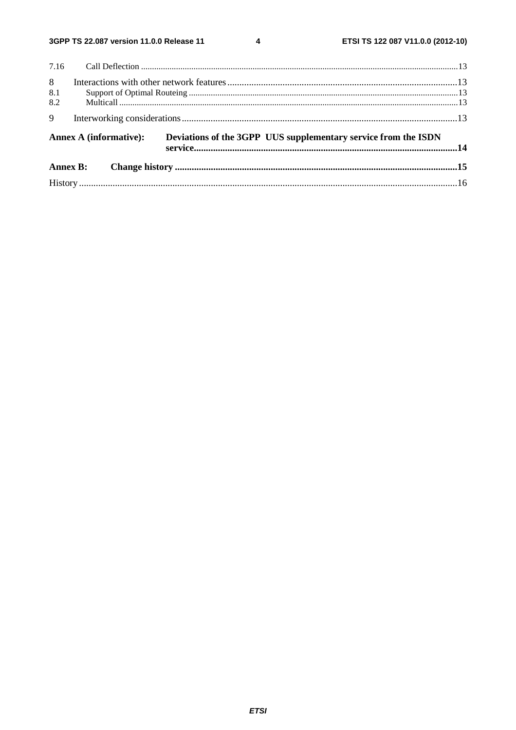7.16 Call Deflection ....................................................................................................................................................13

8 Interactions with other network features ...............................................................................................13

8.1 Support of Optimal Routeing ............................................................................................................................13

8.2 Multicall ............................................................................................................................................................13

9 Interworking considerations ..................................................................................................................13

**Annex A (informative): Deviations of the 3GPP UUS supplementary service from the ISDN service.............................................................................................................14**

**Annex B: Change history .....................................................................................................................15**

History ............................................................................................................................................................16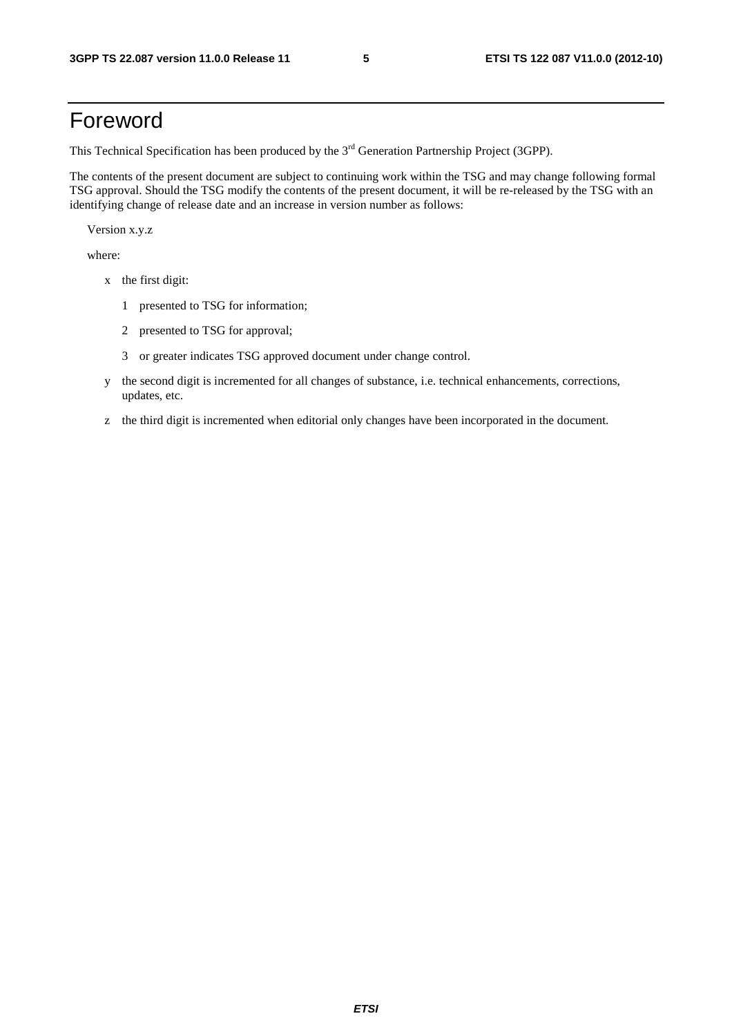# Foreword

This Technical Specification has been produced by the 3rd Generation Partnership Project (3GPP).

The contents of the present document are subject to continuing work within the TSG and may change following formal TSG approval. Should the TSG modify the contents of the present document, it will be re-released by the TSG with an identifying change of release date and an increase in version number as follows:

Version x.y.z

where:

- x the first digit:
  - 1 presented to TSG for information;
  - 2 presented to TSG for approval;
  - 3 or greater indicates TSG approved document under change control.
- y the second digit is incremented for all changes of substance, i.e. technical enhancements, corrections, updates, etc.
- z the third digit is incremented when editorial only changes have been incorporated in the document.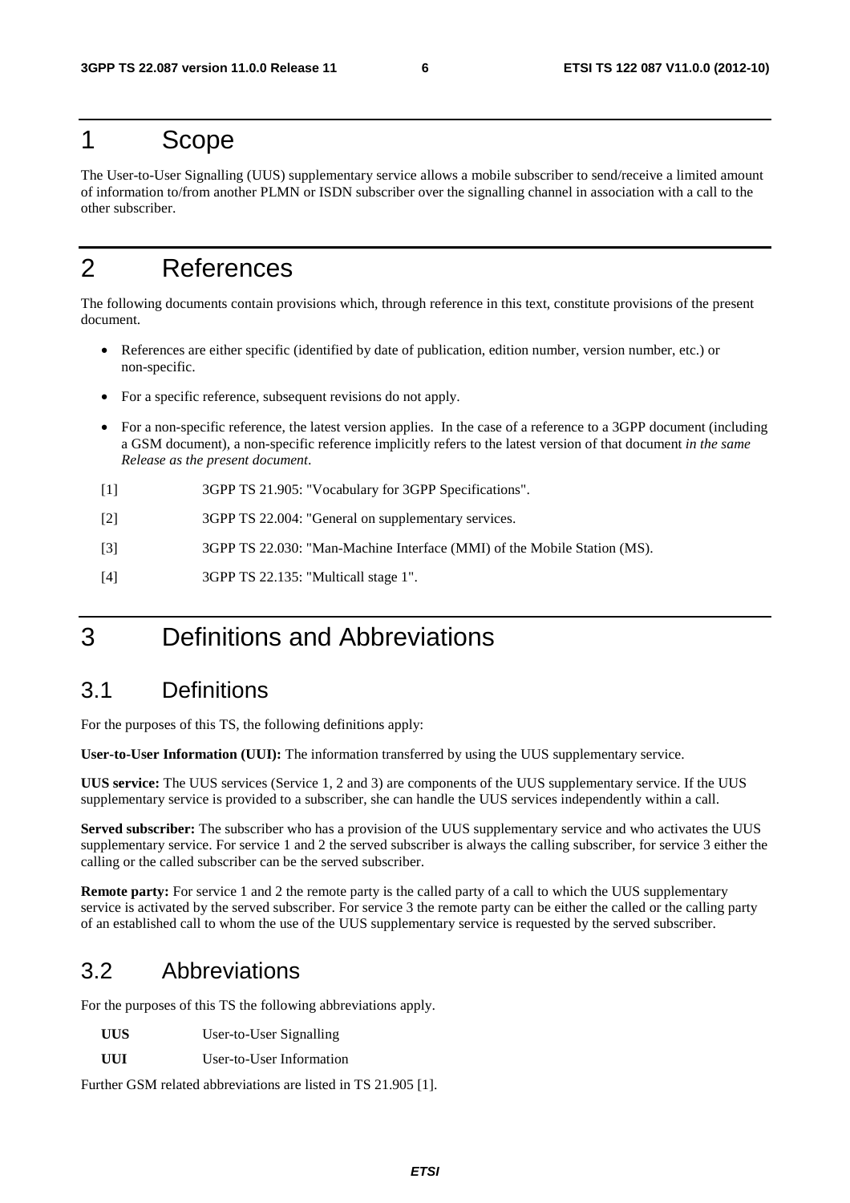# 1 Scope

The User-to-User Signalling (UUS) supplementary service allows a mobile subscriber to send/receive a limited amount of information to/from another PLMN or ISDN subscriber over the signalling channel in association with a call to the other subscriber.

# 2 References

The following documents contain provisions which, through reference in this text, constitute provisions of the present document.

- References are either specific (identified by date of publication, edition number, version number, etc.) or non-specific.
- For a specific reference, subsequent revisions do not apply.
- For a non-specific reference, the latest version applies. In the case of a reference to a 3GPP document (including a GSM document), a non-specific reference implicitly refers to the latest version of that document *in the same Release as the present document*.

[1] 3GPP TS 21.905: "Vocabulary for 3GPP Specifications".

[2] 3GPP TS 22.004: "General on supplementary services.

[3] 3GPP TS 22.030: "Man-Machine Interface (MMI) of the Mobile Station (MS).

[4] 3GPP TS 22.135: "Multicall stage 1".

# 3 Definitions and Abbreviations

## 3.1 Definitions

For the purposes of this TS, the following definitions apply:

**User-to-User Information (UUI):** The information transferred by using the UUS supplementary service.

**UUS service:** The UUS services (Service 1, 2 and 3) are components of the UUS supplementary service. If the UUS supplementary service is provided to a subscriber, she can handle the UUS services independently within a call.

**Served subscriber:** The subscriber who has a provision of the UUS supplementary service and who activates the UUS supplementary service. For service 1 and 2 the served subscriber is always the calling subscriber, for service 3 either the calling or the called subscriber can be the served subscriber.

**Remote party:** For service 1 and 2 the remote party is the called party of a call to which the UUS supplementary service is activated by the served subscriber. For service 3 the remote party can be either the called or the calling party of an established call to whom the use of the UUS supplementary service is requested by the served subscriber.

## 3.2 Abbreviations

For the purposes of this TS the following abbreviations apply.

**UUS** User-to-User Signalling

**UUI** User-to-User Information

Further GSM related abbreviations are listed in TS 21.905 [1].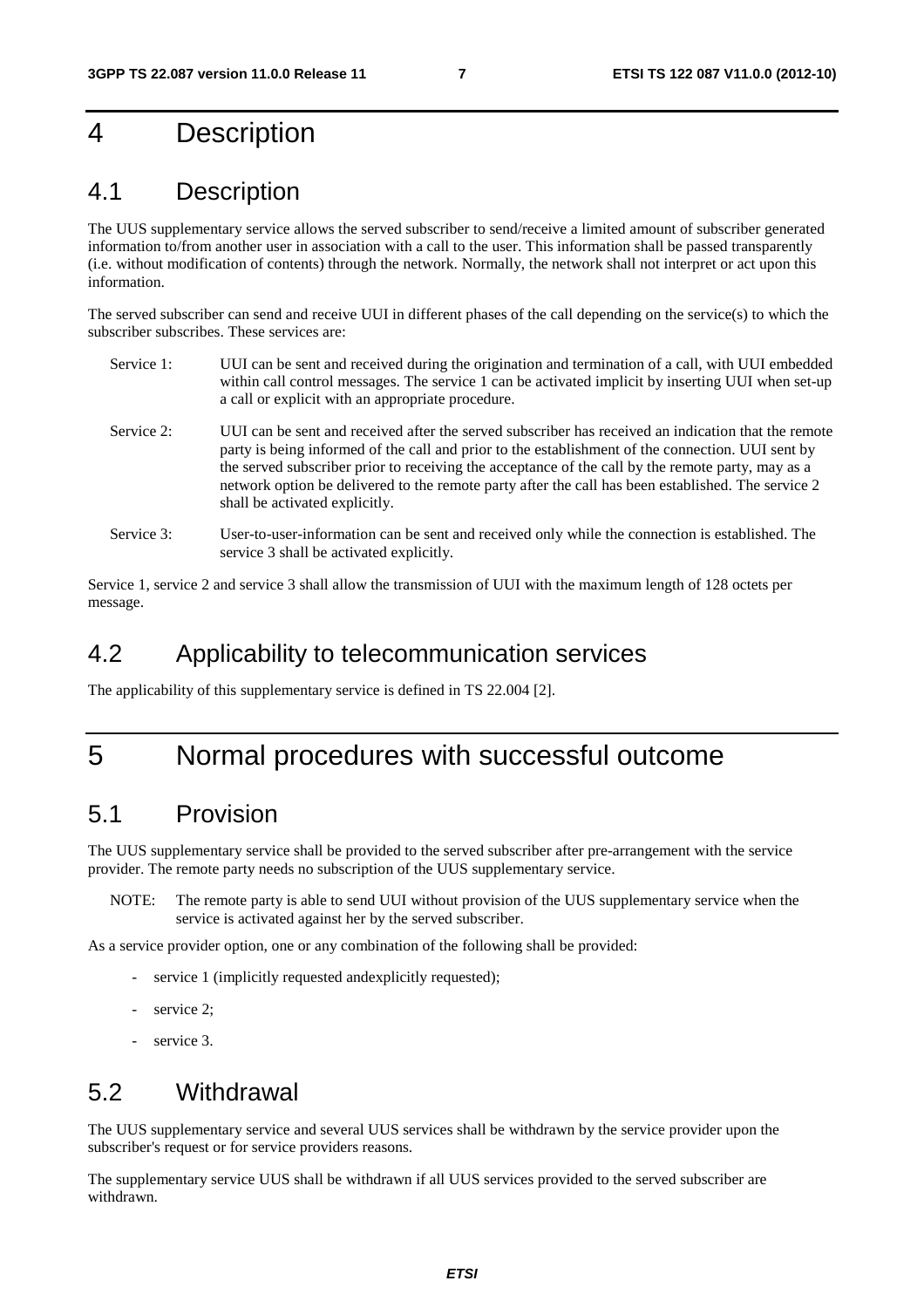# 4 Description

## 4.1 Description

The UUS supplementary service allows the served subscriber to send/receive a limited amount of subscriber generated information to/from another user in association with a call to the user. This information shall be passed transparently (i.e. without modification of contents) through the network. Normally, the network shall not interpret or act upon this information.

The served subscriber can send and receive UUI in different phases of the call depending on the service(s) to which the subscriber subscribes. These services are:

Service 1: UUI can be sent and received during the origination and termination of a call, with UUI embedded within call control messages. The service 1 can be activated implicit by inserting UUI when set-up a call or explicit with an appropriate procedure.

Service 2: UUI can be sent and received after the served subscriber has received an indication that the remote party is being informed of the call and prior to the establishment of the connection. UUI sent by the served subscriber prior to receiving the acceptance of the call by the remote party, may as a network option be delivered to the remote party after the call has been established. The service 2 shall be activated explicitly.

Service 3: User-to-user-information can be sent and received only while the connection is established. The service 3 shall be activated explicitly.

Service 1, service 2 and service 3 shall allow the transmission of UUI with the maximum length of 128 octets per message.

## 4.2 Applicability to telecommunication services

The applicability of this supplementary service is defined in TS 22.004 [2].

# 5 Normal procedures with successful outcome

## 5.1 Provision

The UUS supplementary service shall be provided to the served subscriber after pre-arrangement with the service provider. The remote party needs no subscription of the UUS supplementary service.

NOTE: The remote party is able to send UUI without provision of the UUS supplementary service when the service is activated against her by the served subscriber.

As a service provider option, one or any combination of the following shall be provided:

- service 1 (implicitly requested andexplicitly requested);
- service 2;
- service 3.

## 5.2 Withdrawal

The UUS supplementary service and several UUS services shall be withdrawn by the service provider upon the subscriber's request or for service providers reasons.

The supplementary service UUS shall be withdrawn if all UUS services provided to the served subscriber are withdrawn.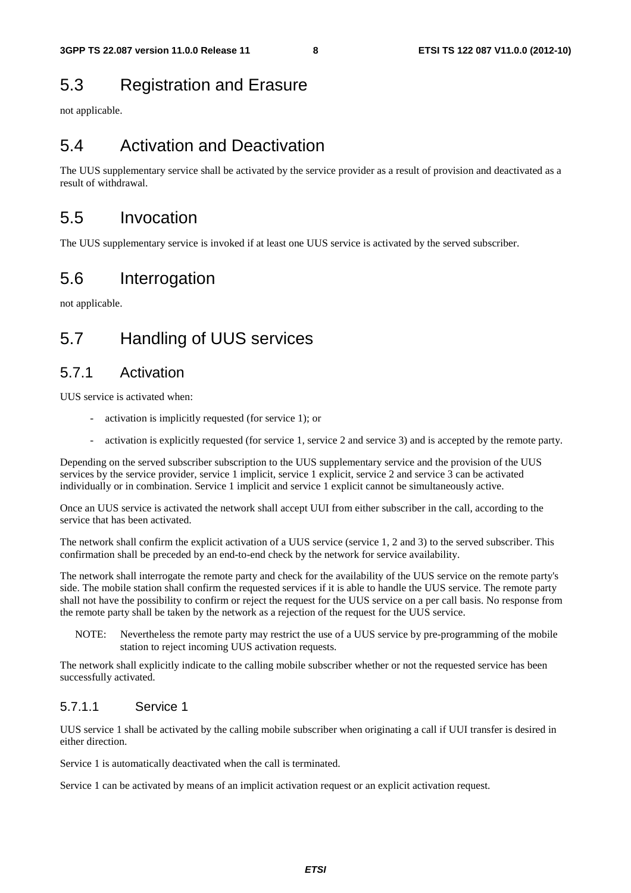## 5.3 Registration and Erasure

not applicable.

## 5.4 Activation and Deactivation

The UUS supplementary service shall be activated by the service provider as a result of provision and deactivated as a result of withdrawal.

## 5.5 Invocation

The UUS supplementary service is invoked if at least one UUS service is activated by the served subscriber.

## 5.6 Interrogation

not applicable.

## 5.7 Handling of UUS services

### 5.7.1 Activation

UUS service is activated when:

- activation is implicitly requested (for service 1); or
- activation is explicitly requested (for service 1, service 2 and service 3) and is accepted by the remote party.

Depending on the served subscriber subscription to the UUS supplementary service and the provision of the UUS services by the service provider, service 1 implicit, service 1 explicit, service 2 and service 3 can be activated individually or in combination. Service 1 implicit and service 1 explicit cannot be simultaneously active.

Once an UUS service is activated the network shall accept UUI from either subscriber in the call, according to the service that has been activated.

The network shall confirm the explicit activation of a UUS service (service 1, 2 and 3) to the served subscriber. This confirmation shall be preceded by an end-to-end check by the network for service availability.

The network shall interrogate the remote party and check for the availability of the UUS service on the remote party's side. The mobile station shall confirm the requested services if it is able to handle the UUS service. The remote party shall not have the possibility to confirm or reject the request for the UUS service on a per call basis. No response from the remote party shall be taken by the network as a rejection of the request for the UUS service.

NOTE: Nevertheless the remote party may restrict the use of a UUS service by pre-programming of the mobile station to reject incoming UUS activation requests.

The network shall explicitly indicate to the calling mobile subscriber whether or not the requested service has been successfully activated.

#### 5.7.1.1 Service 1

UUS service 1 shall be activated by the calling mobile subscriber when originating a call if UUI transfer is desired in either direction.

Service 1 is automatically deactivated when the call is terminated.

Service 1 can be activated by means of an implicit activation request or an explicit activation request.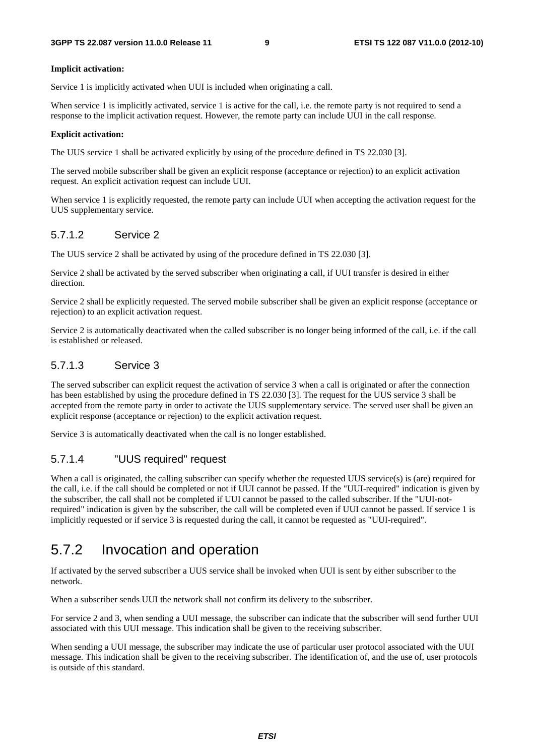**Implicit activation:**

Service 1 is implicitly activated when UUI is included when originating a call.

When service 1 is implicitly activated, service 1 is active for the call, i.e. the remote party is not required to send a response to the implicit activation request. However, the remote party can include UUI in the call response.

**Explicit activation:**

The UUS service 1 shall be activated explicitly by using of the procedure defined in TS 22.030 [3].

The served mobile subscriber shall be given an explicit response (acceptance or rejection) to an explicit activation request. An explicit activation request can include UUI.

When service 1 is explicitly requested, the remote party can include UUI when accepting the activation request for the UUS supplementary service.

### 5.7.1.2 Service 2

The UUS service 2 shall be activated by using of the procedure defined in TS 22.030 [3].

Service 2 shall be activated by the served subscriber when originating a call, if UUI transfer is desired in either direction.

Service 2 shall be explicitly requested. The served mobile subscriber shall be given an explicit response (acceptance or rejection) to an explicit activation request.

Service 2 is automatically deactivated when the called subscriber is no longer being informed of the call, i.e. if the call is established or released.

### 5.7.1.3 Service 3

The served subscriber can explicit request the activation of service 3 when a call is originated or after the connection has been established by using the procedure defined in TS 22.030 [3]. The request for the UUS service 3 shall be accepted from the remote party in order to activate the UUS supplementary service. The served user shall be given an explicit response (acceptance or rejection) to the explicit activation request.

Service 3 is automatically deactivated when the call is no longer established.

### 5.7.1.4 "UUS required" request

When a call is originated, the calling subscriber can specify whether the requested UUS service(s) is (are) required for the call, i.e. if the call should be completed or not if UUI cannot be passed. If the "UUI-required" indication is given by the subscriber, the call shall not be completed if UUI cannot be passed to the called subscriber. If the "UUI-not-required" indication is given by the subscriber, the call will be completed even if UUI cannot be passed. If service 1 is implicitly requested or if service 3 is requested during the call, it cannot be requested as "UUI-required".

## 5.7.2 Invocation and operation

If activated by the served subscriber a UUS service shall be invoked when UUI is sent by either subscriber to the network.

When a subscriber sends UUI the network shall not confirm its delivery to the subscriber.

For service 2 and 3, when sending a UUI message, the subscriber can indicate that the subscriber will send further UUI associated with this UUI message. This indication shall be given to the receiving subscriber.

When sending a UUI message, the subscriber may indicate the use of particular user protocol associated with the UUI message. This indication shall be given to the receiving subscriber. The identification of, and the use of, user protocols is outside of this standard.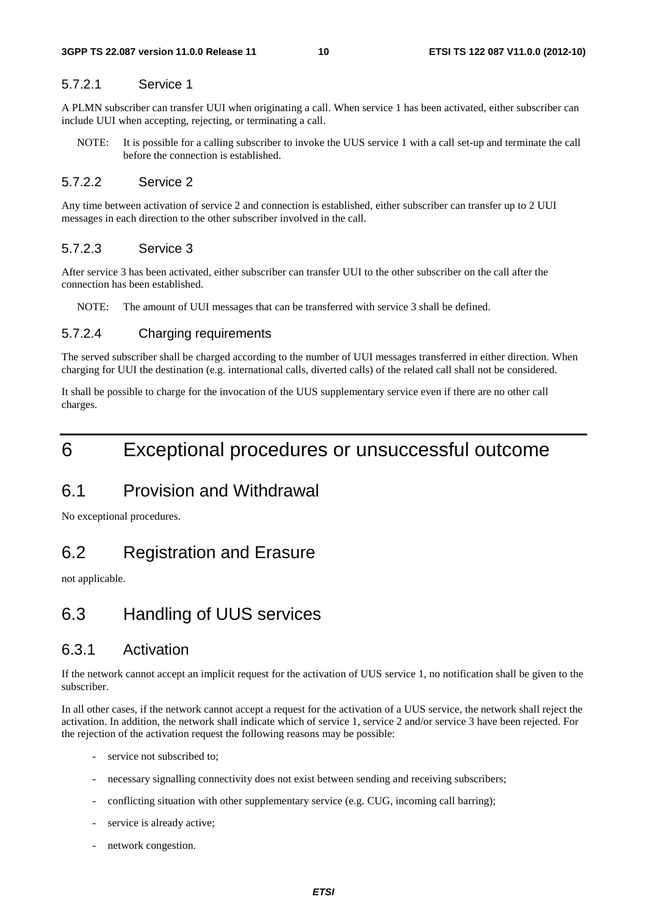#### 5.7.2.1 Service 1

A PLMN subscriber can transfer UUI when originating a call. When service 1 has been activated, either subscriber can include UUI when accepting, rejecting, or terminating a call.

NOTE: It is possible for a calling subscriber to invoke the UUS service 1 with a call set-up and terminate the call before the connection is established.

#### 5.7.2.2 Service 2

Any time between activation of service 2 and connection is established, either subscriber can transfer up to 2 UUI messages in each direction to the other subscriber involved in the call.

#### 5.7.2.3 Service 3

After service 3 has been activated, either subscriber can transfer UUI to the other subscriber on the call after the connection has been established.

NOTE: The amount of UUI messages that can be transferred with service 3 shall be defined.

#### 5.7.2.4 Charging requirements

The served subscriber shall be charged according to the number of UUI messages transferred in either direction. When charging for UUI the destination (e.g. international calls, diverted calls) of the related call shall not be considered.

It shall be possible to charge for the invocation of the UUS supplementary service even if there are no other call charges.

# 6 Exceptional procedures or unsuccessful outcome

## 6.1 Provision and Withdrawal

No exceptional procedures.

## 6.2 Registration and Erasure

not applicable.

## 6.3 Handling of UUS services

### 6.3.1 Activation

If the network cannot accept an implicit request for the activation of UUS service 1, no notification shall be given to the subscriber.

In all other cases, if the network cannot accept a request for the activation of a UUS service, the network shall reject the activation. In addition, the network shall indicate which of service 1, service 2 and/or service 3 have been rejected. For the rejection of the activation request the following reasons may be possible:

- service not subscribed to;
- necessary signalling connectivity does not exist between sending and receiving subscribers;
- conflicting situation with other supplementary service (e.g. CUG, incoming call barring);
- service is already active;
- network congestion.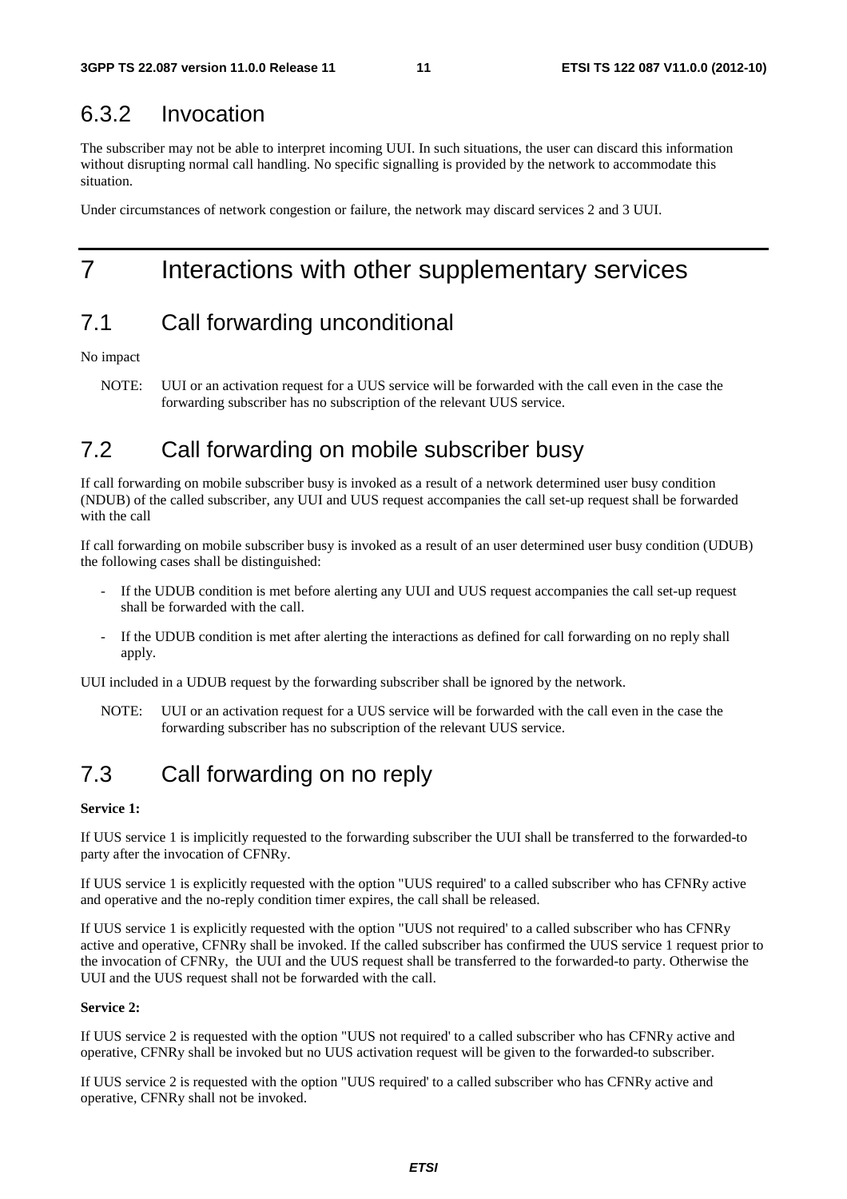### 6.3.2 Invocation

The subscriber may not be able to interpret incoming UUI. In such situations, the user can discard this information without disrupting normal call handling. No specific signalling is provided by the network to accommodate this situation.

Under circumstances of network congestion or failure, the network may discard services 2 and 3 UUI.

# 7 Interactions with other supplementary services

## 7.1 Call forwarding unconditional

No impact

NOTE: UUI or an activation request for a UUS service will be forwarded with the call even in the case the forwarding subscriber has no subscription of the relevant UUS service.

## 7.2 Call forwarding on mobile subscriber busy

If call forwarding on mobile subscriber busy is invoked as a result of a network determined user busy condition (NDUB) of the called subscriber, any UUI and UUS request accompanies the call set-up request shall be forwarded with the call

If call forwarding on mobile subscriber busy is invoked as a result of an user determined user busy condition (UDUB) the following cases shall be distinguished:

- If the UDUB condition is met before alerting any UUI and UUS request accompanies the call set-up request shall be forwarded with the call.
- If the UDUB condition is met after alerting the interactions as defined for call forwarding on no reply shall apply.

UUI included in a UDUB request by the forwarding subscriber shall be ignored by the network.

NOTE: UUI or an activation request for a UUS service will be forwarded with the call even in the case the forwarding subscriber has no subscription of the relevant UUS service.

## 7.3 Call forwarding on no reply

**Service 1:**

If UUS service 1 is implicitly requested to the forwarding subscriber the UUI shall be transferred to the forwarded-to party after the invocation of CFNRy.

If UUS service 1 is explicitly requested with the option "UUS required' to a called subscriber who has CFNRy active and operative and the no-reply condition timer expires, the call shall be released.

If UUS service 1 is explicitly requested with the option "UUS not required' to a called subscriber who has CFNRy active and operative, CFNRy shall be invoked. If the called subscriber has confirmed the UUS service 1 request prior to the invocation of CFNRy, the UUI and the UUS request shall be transferred to the forwarded-to party. Otherwise the UUI and the UUS request shall not be forwarded with the call.

**Service 2:**

If UUS service 2 is requested with the option "UUS not required' to a called subscriber who has CFNRy active and operative, CFNRy shall be invoked but no UUS activation request will be given to the forwarded-to subscriber.

If UUS service 2 is requested with the option "UUS required' to a called subscriber who has CFNRy active and operative, CFNRy shall not be invoked.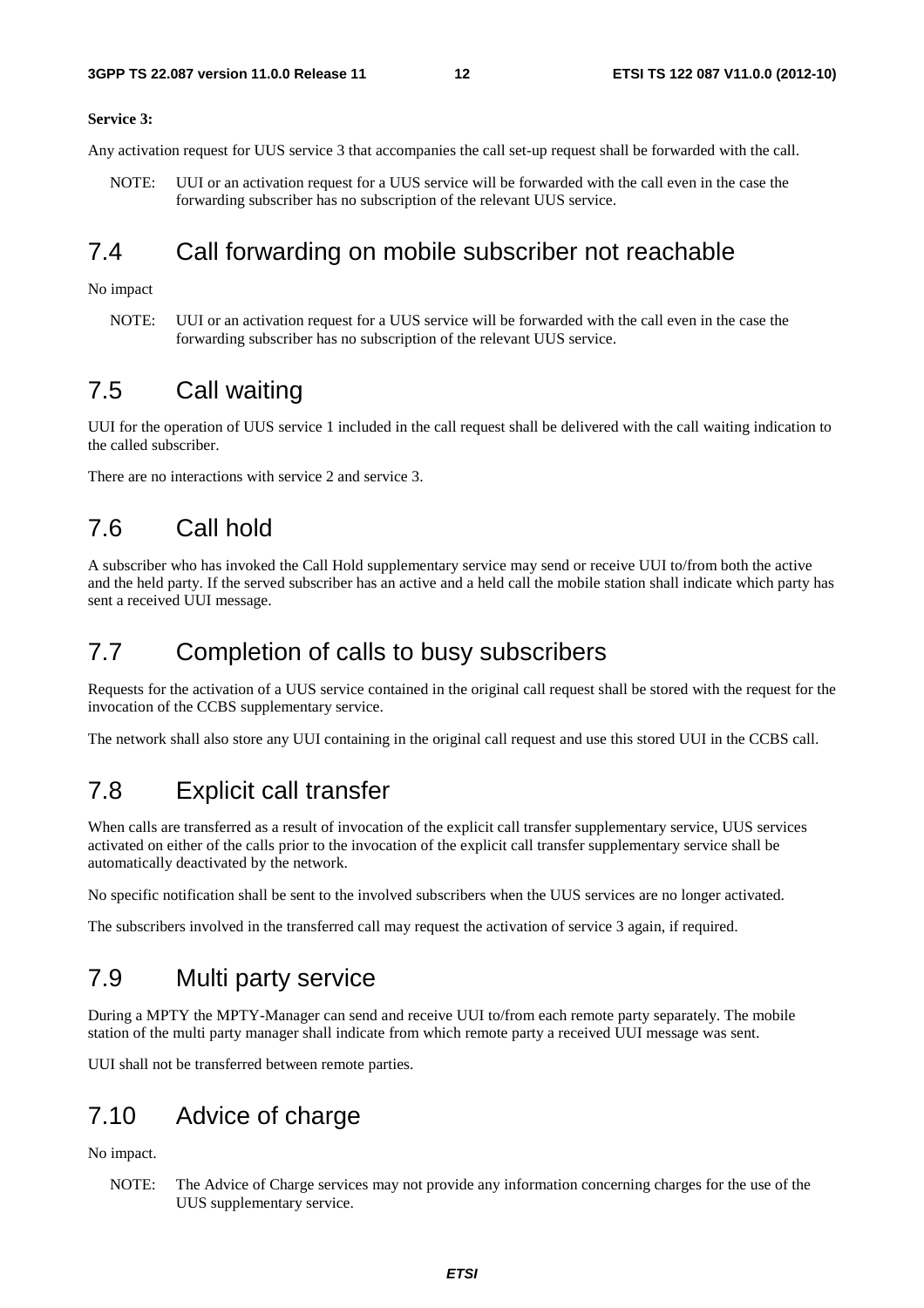**Service 3:**

Any activation request for UUS service 3 that accompanies the call set-up request shall be forwarded with the call.

NOTE: UUI or an activation request for a UUS service will be forwarded with the call even in the case the forwarding subscriber has no subscription of the relevant UUS service.

## 7.4 Call forwarding on mobile subscriber not reachable

No impact

NOTE: UUI or an activation request for a UUS service will be forwarded with the call even in the case the forwarding subscriber has no subscription of the relevant UUS service.

## 7.5 Call waiting

UUI for the operation of UUS service 1 included in the call request shall be delivered with the call waiting indication to the called subscriber.

There are no interactions with service 2 and service 3.

## 7.6 Call hold

A subscriber who has invoked the Call Hold supplementary service may send or receive UUI to/from both the active and the held party. If the served subscriber has an active and a held call the mobile station shall indicate which party has sent a received UUI message.

## 7.7 Completion of calls to busy subscribers

Requests for the activation of a UUS service contained in the original call request shall be stored with the request for the invocation of the CCBS supplementary service.

The network shall also store any UUI containing in the original call request and use this stored UUI in the CCBS call.

## 7.8 Explicit call transfer

When calls are transferred as a result of invocation of the explicit call transfer supplementary service, UUS services activated on either of the calls prior to the invocation of the explicit call transfer supplementary service shall be automatically deactivated by the network.

No specific notification shall be sent to the involved subscribers when the UUS services are no longer activated.

The subscribers involved in the transferred call may request the activation of service 3 again, if required.

## 7.9 Multi party service

During a MPTY the MPTY-Manager can send and receive UUI to/from each remote party separately. The mobile station of the multi party manager shall indicate from which remote party a received UUI message was sent.

UUI shall not be transferred between remote parties.

## 7.10 Advice of charge

No impact.

NOTE: The Advice of Charge services may not provide any information concerning charges for the use of the UUS supplementary service.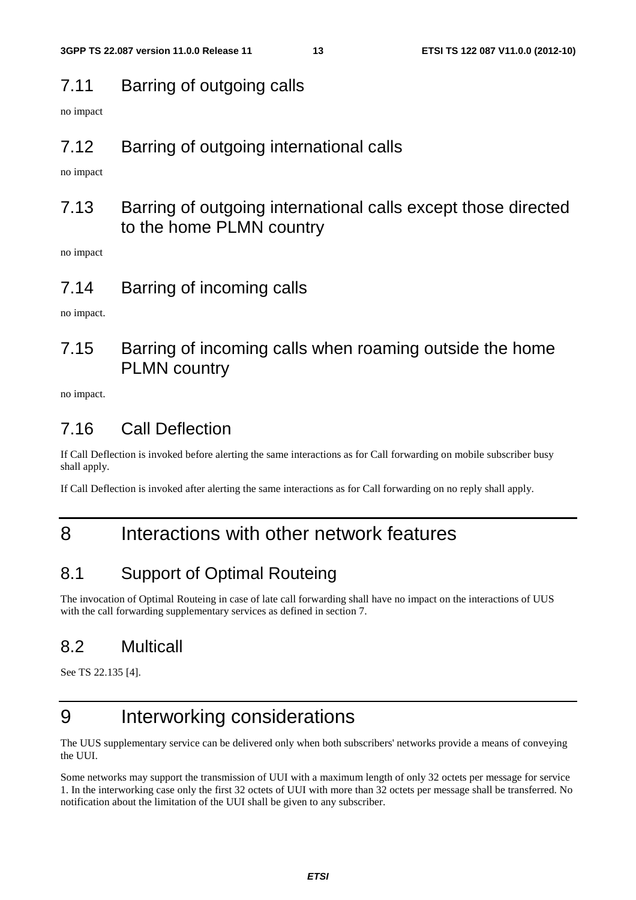## 7.11 Barring of outgoing calls

no impact

## 7.12 Barring of outgoing international calls

no impact

## 7.13 Barring of outgoing international calls except those directed to the home PLMN country

no impact

## 7.14 Barring of incoming calls

no impact.

## 7.15 Barring of incoming calls when roaming outside the home PLMN country

no impact.

## 7.16 Call Deflection

If Call Deflection is invoked before alerting the same interactions as for Call forwarding on mobile subscriber busy shall apply.

If Call Deflection is invoked after alerting the same interactions as for Call forwarding on no reply shall apply.

# 8 Interactions with other network features

## 8.1 Support of Optimal Routeing

The invocation of Optimal Routeing in case of late call forwarding shall have no impact on the interactions of UUS with the call forwarding supplementary services as defined in section 7.

## 8.2 Multicall

See TS 22.135 [4].

# 9 Interworking considerations

The UUS supplementary service can be delivered only when both subscribers' networks provide a means of conveying the UUI.

Some networks may support the transmission of UUI with a maximum length of only 32 octets per message for service 1. In the interworking case only the first 32 octets of UUI with more than 32 octets per message shall be transferred. No notification about the limitation of the UUI shall be given to any subscriber.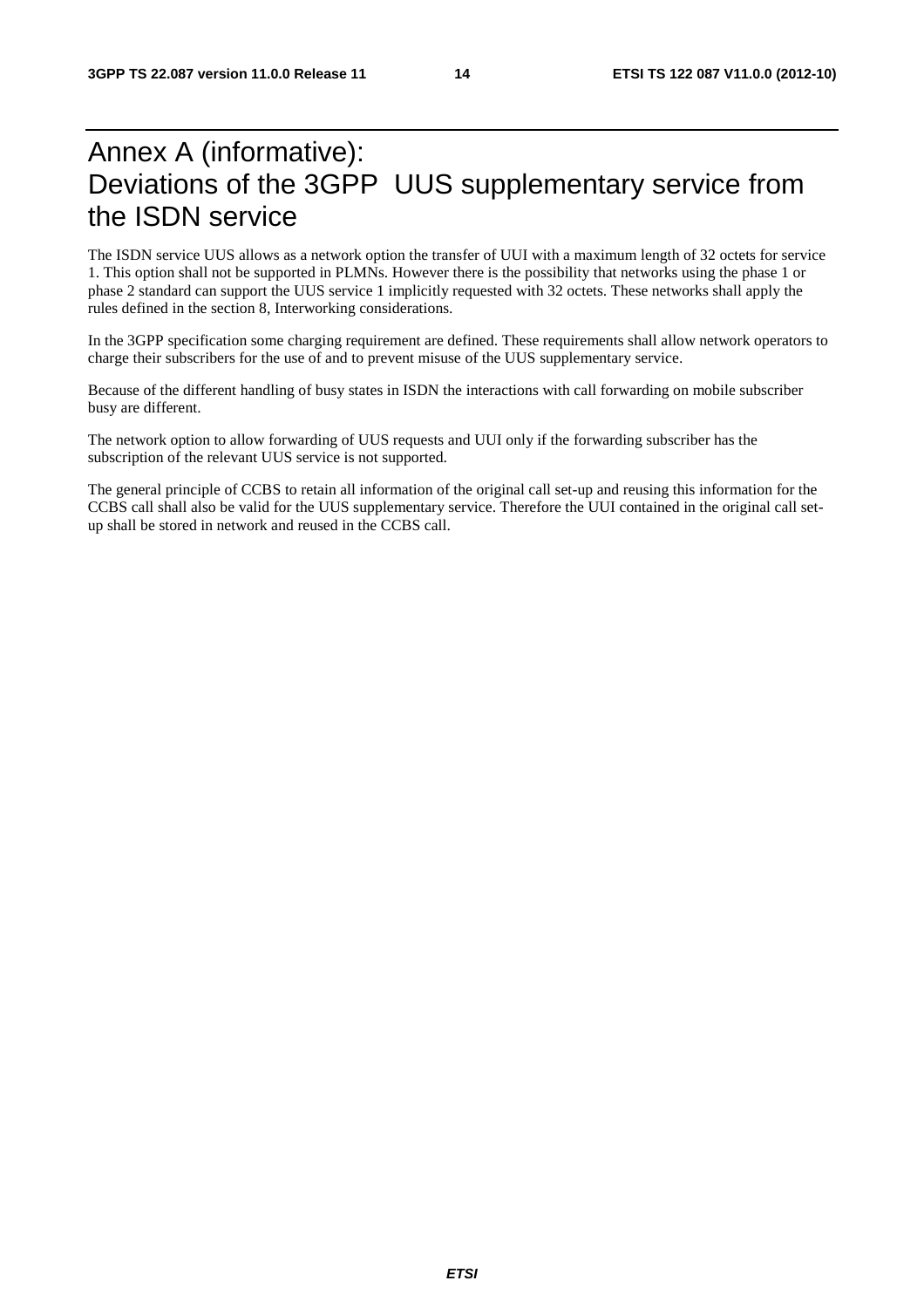# Annex A (informative): Deviations of the 3GPP UUS supplementary service from the ISDN service

The ISDN service UUS allows as a network option the transfer of UUI with a maximum length of 32 octets for service 1. This option shall not be supported in PLMNs. However there is the possibility that networks using the phase 1 or phase 2 standard can support the UUS service 1 implicitly requested with 32 octets. These networks shall apply the rules defined in the section 8, Interworking considerations.

In the 3GPP specification some charging requirement are defined. These requirements shall allow network operators to charge their subscribers for the use of and to prevent misuse of the UUS supplementary service.

Because of the different handling of busy states in ISDN the interactions with call forwarding on mobile subscriber busy are different.

The network option to allow forwarding of UUS requests and UUI only if the forwarding subscriber has the subscription of the relevant UUS service is not supported.

The general principle of CCBS to retain all information of the original call set-up and reusing this information for the CCBS call shall also be valid for the UUS supplementary service. Therefore the UUI contained in the original call set-up shall be stored in network and reused in the CCBS call.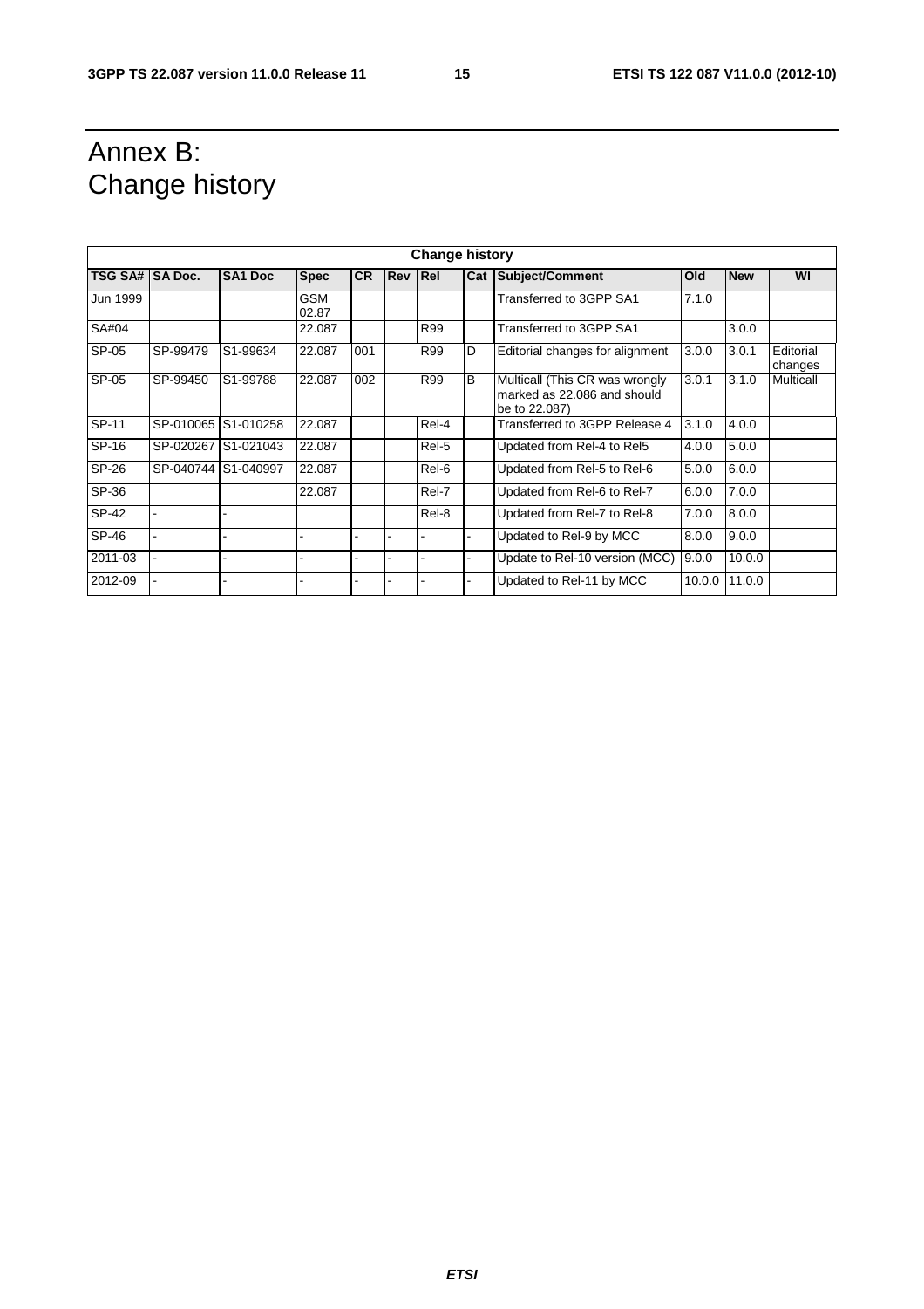# Annex B: Change history

| Change history | | | | | | | | | | | |
|---|---|---|---|---|---|---|---|---|---|---|---|
| **TSG SA#** | **SA Doc.** | **SA1 Doc** | **Spec** | **CR** | **Rev** | **Rel** | **Cat** | **Subject/Comment** | **Old** | **New** | **WI** |
| Jun 1999 | | | GSM 02.87 | | | | | Transferred to 3GPP SA1 | 7.1.0 | | |
| SA#04 | | | 22.087 | | | R99 | | Transferred to 3GPP SA1 | | 3.0.0 | |
| SP-05 | SP-99479 | S1-99634 | 22.087 | 001 | | R99 | D | Editorial changes for alignment | 3.0.0 | 3.0.1 | Editorial changes |
| SP-05 | SP-99450 | S1-99788 | 22.087 | 002 | | R99 | B | Multicall (This CR was wrongly marked as 22.086 and should be to 22.087) | 3.0.1 | 3.1.0 | Multicall |
| SP-11 | SP-010065 | S1-010258 | 22.087 | | | Rel-4 | | Transferred to 3GPP Release 4 | 3.1.0 | 4.0.0 | |
| SP-16 | SP-020267 | S1-021043 | 22.087 | | | Rel-5 | | Updated from Rel-4 to Rel5 | 4.0.0 | 5.0.0 | |
| SP-26 | SP-040744 | S1-040997 | 22.087 | | | Rel-6 | | Updated from Rel-5 to Rel-6 | 5.0.0 | 6.0.0 | |
| SP-36 | | | 22.087 | | | Rel-7 | | Updated from Rel-6 to Rel-7 | 6.0.0 | 7.0.0 | |
| SP-42 | - | - | | | | Rel-8 | | Updated from Rel-7 to Rel-8 | 7.0.0 | 8.0.0 | |
| SP-46 | - | - | - | - | - | - | - | Updated to Rel-9 by MCC | 8.0.0 | 9.0.0 | |
| 2011-03 | - | - | - | - | - | - | - | Update to Rel-10 version (MCC) | 9.0.0 | 10.0.0 | |
| 2012-09 | - | - | - | - | - | - | - | Updated to Rel-11 by MCC | 10.0.0 | 11.0.0 | |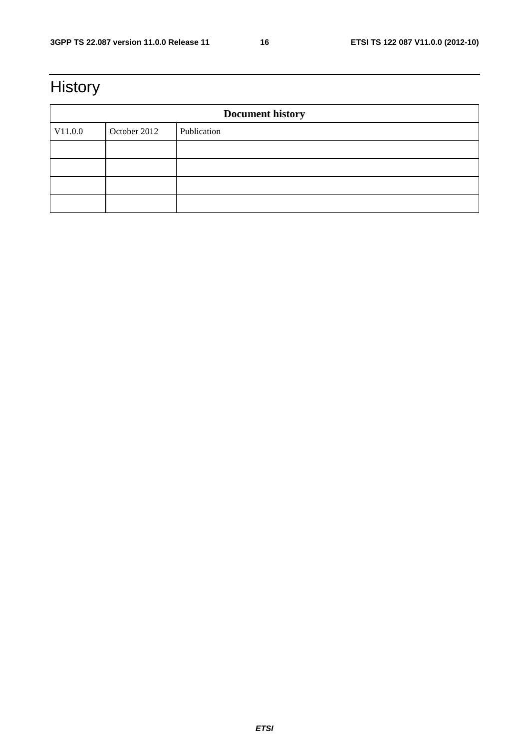# History

| Document history | | |
|---|---|---|
| V11.0.0 | October 2012 | Publication |
| | | |
| | | |
| | | |
| | | |